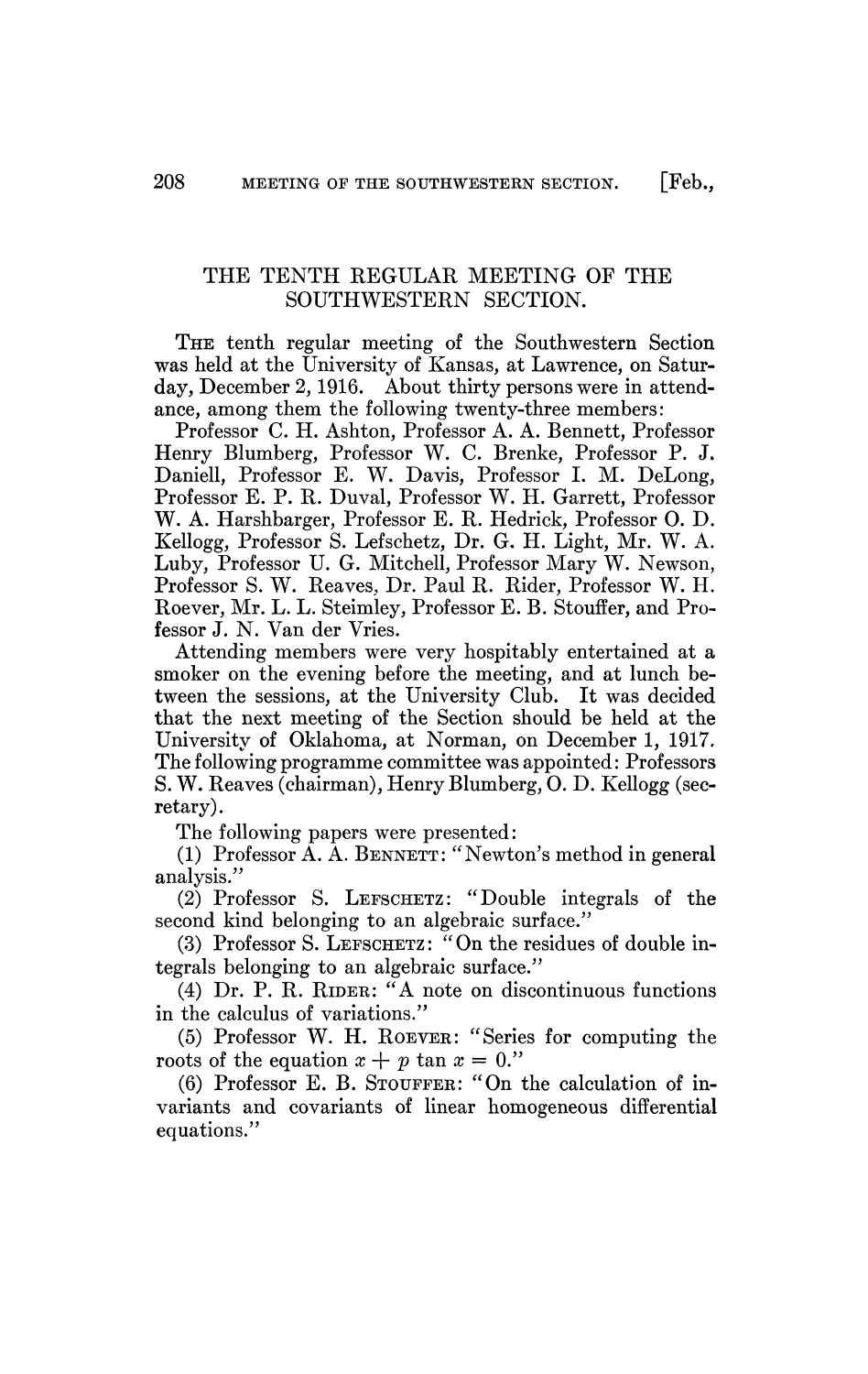# THE TENTH REGULAR MEETING OF THE SOUTHWESTERN SECTION.

THE tenth regular meeting of the Southwestern Section was held at the University of Kansas, at Lawrence, on Saturday, December 2, 1916. About thirty persons were in attendance, among them the following twenty-three members:

Professor C. H. Ashton, Professor A. A. Bennett, Professor Henry Blumberg, Professor W. C. Brenke, Professor P. J. Daniell, Professor E. W. Davis, Professor I. M. DeLong, Professor E. P. R. Duval, Professor W. H. Garrett, Professor W. A. Harshbarger, Professor E. R. Hedrick, Professor O. D. Kellogg, Professor S. Lefschetz, Dr. G. H. Light, Mr. W. A. Luby, Professor U. G. Mitchell, Professor Mary W. Newson, Professor S. W. Reaves, Dr. Paul R. Rider, Professor W. H. Roever, Mr. L. L. Steimley, Professor E. B. Stouffer, and Professor J. N. Van der Vries.

Attending members were very hospitably entertained at a smoker on the evening before the meeting, and at lunch between the sessions, at the University Club. It was decided that the next meeting of the Section should be held at the University of Oklahoma, at Norman, on December 1, 1917. The following programme committee was appointed: Professors S. W. Reaves (chairman), Henry Blumberg, O. D. Kellogg (secretary).

The following papers were presented:

(1) Professor A. A. BENNETT: "Newton's method in general analysis."

(2) Professor S. LEFSCHETZ: "Double integrals of the second kind belonging to an algebraic surface."

(3) Professor S. LEFSCHETZ: "On the residues of double integrals belonging to an algebraic surface."

(4) Dr. P. R. RIDER: "A note on discontinuous functions in the calculus of variations."

(5) Professor W. H. ROEVER: "Series for computing the roots of the equation $x + p \tan x = 0$."

(6) Professor E. B. STOUFFER: "On the calculation of invariants and covariants of linear homogeneous differential equations."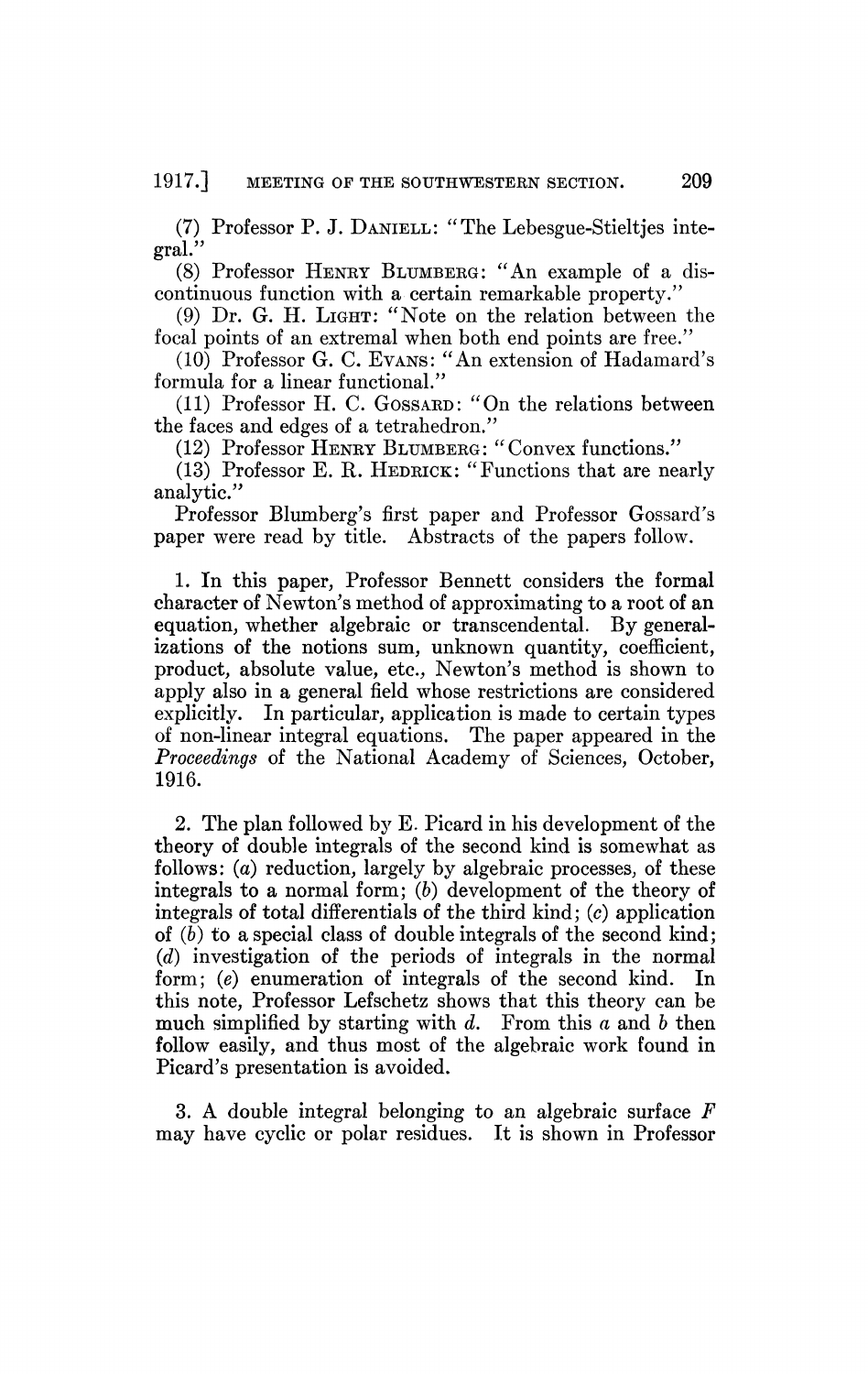(7) Professor P. J. DANIELL: "The Lebesgue-Stieltjes integral."

(8) Professor HENRY BLUMBERG: "An example of a discontinuous function with a certain remarkable property."

(9) Dr. G. H. LIGHT: "Note on the relation between the focal points of an extremal when both end points are free."

(10) Professor G. C. EVANS: "An extension of Hadamard's formula for a linear functional."

(11) Professor H. C. GOSSARD: "On the relations between the faces and edges of a tetrahedron."

(12) Professor HENRY BLUMBERG: "Convex functions."

(13) Professor E. R. HEDRICK: "Functions that are nearly analytic."

Professor Blumberg's first paper and Professor Gossard's paper were read by title. Abstracts of the papers follow.

1. In this paper, Professor Bennett considers the formal character of Newton's method of approximating to a root of an equation, whether algebraic or transcendental. By generalizations of the notions sum, unknown quantity, coefficient, product, absolute value, etc., Newton's method is shown to apply also in a general field whose restrictions are considered explicitly. In particular, application is made to certain types of non-linear integral equations. The paper appeared in the *Proceedings* of the National Academy of Sciences, October, 1916.

2. The plan followed by E. Picard in his development of the theory of double integrals of the second kind is somewhat as follows: (*a*) reduction, largely by algebraic processes, of these integrals to a normal form; (*b*) development of the theory of integrals of total differentials of the third kind; (*c*) application of (*b*) to a special class of double integrals of the second kind; (*d*) investigation of the periods of integrals in the normal form; (*e*) enumeration of integrals of the second kind. In this note, Professor Lefschetz shows that this theory can be much simplified by starting with *d*. From this *a* and *b* then follow easily, and thus most of the algebraic work found in Picard's presentation is avoided.

3. A double integral belonging to an algebraic surface $F$ may have cyclic or polar residues. It is shown in Professor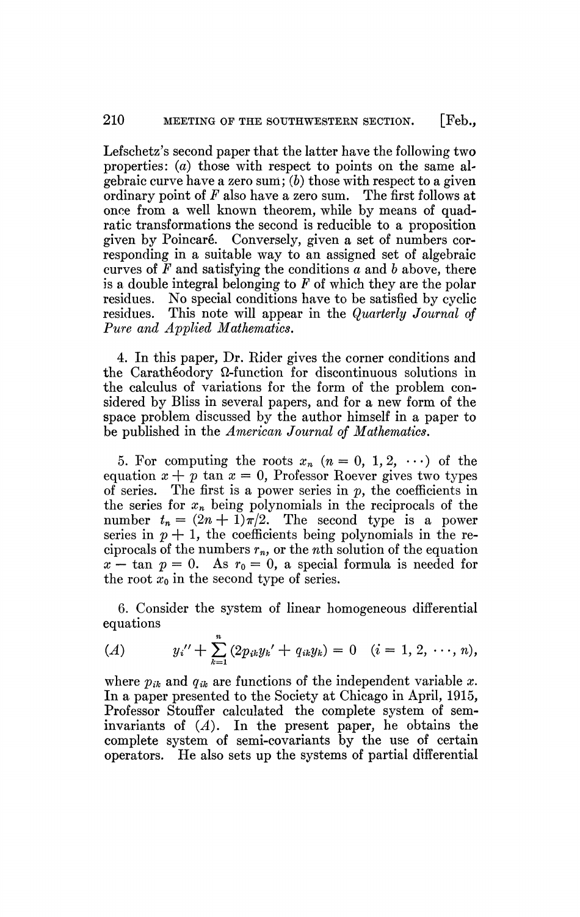Lefschetz's second paper that the latter have the following two properties: (*a*) those with respect to points on the same algebraic curve have a zero sum; (*b*) those with respect to a given ordinary point of $F$ also have a zero sum. The first follows at once from a well known theorem, while by means of quadratic transformations the second is reducible to a proposition given by Poincaré. Conversely, given a set of numbers corresponding in a suitable way to an assigned set of algebraic curves of $F$ and satisfying the conditions $a$ and $b$ above, there is a double integral belonging to $F$ of which they are the polar residues. No special conditions have to be satisfied by cyclic residues. This note will appear in the *Quarterly Journal of Pure and Applied Mathematics.*

4. In this paper, Dr. Rider gives the corner conditions and the Carathéodory $\Omega$-function for discontinuous solutions in the calculus of variations for the form of the problem considered by Bliss in several papers, and for a new form of the space problem discussed by the author himself in a paper to be published in the *American Journal of Mathematics.*

5. For computing the roots $x_n$ $(n = 0, 1, 2, \cdots)$ of the equation $x + p \tan x = 0$, Professor Roever gives two types of series. The first is a power series in $p$, the coefficients in the series for $x_n$ being polynomials in the reciprocals of the number $t_n = (2n + 1)\pi/2$. The second type is a power series in $p + 1$, the coefficients being polynomials in the reciprocals of the numbers $r_n$, or the $n$th solution of the equation $x - \tan p = 0$. As $r_0 = 0$, a special formula is needed for the root $x_0$ in the second type of series.

6. Consider the system of linear homogeneous differential equations

$$(A) \qquad y_i'' + \sum_{k=1}^{n} (2p_{ik}y_k' + q_{ik}y_k) = 0 \quad (i = 1, 2, \cdots, n),$$

where $p_{ik}$ and $q_{ik}$ are functions of the independent variable $x$. In a paper presented to the Society at Chicago in April, 1915, Professor Stouffer calculated the complete system of seminvariants of $(A)$. In the present paper, he obtains the complete system of semi-covariants by the use of certain operators. He also sets up the systems of partial differential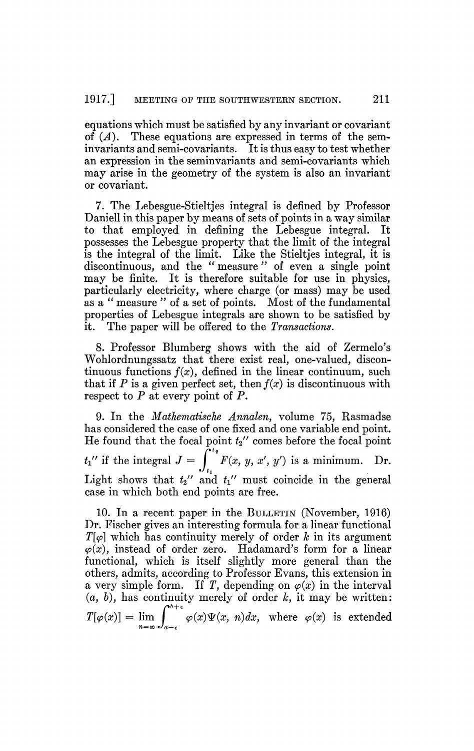equations which must be satisfied by any invariant or covariant of $(A)$. These equations are expressed in terms of the seminvariants and semi-covariants. It is thus easy to test whether an expression in the seminvariants and semi-covariants which may arise in the geometry of the system is also an invariant or covariant.

7. The Lebesgue-Stieltjes integral is defined by Professor Daniell in this paper by means of sets of points in a way similar to that employed in defining the Lebesgue integral. It possesses the Lebesgue property that the limit of the integral is the integral of the limit. Like the Stieltjes integral, it is discontinuous, and the "measure" of even a single point may be finite. It is therefore suitable for use in physics, particularly electricity, where charge (or mass) may be used as a "measure" of a set of points. Most of the fundamental properties of Lebesgue integrals are shown to be satisfied by it. The paper will be offered to the *Transactions*.

8. Professor Blumberg shows with the aid of Zermelo's Wohlordnungssatz that there exist real, one-valued, discontinuous functions $f(x)$, defined in the linear continuum, such that if $P$ is a given perfect set, then $f(x)$ is discontinuous with respect to $P$ at every point of $P$.

9. In the *Mathematische Annalen*, volume 75, Rasmadse has considered the case of one fixed and one variable end point. He found that the focal point $t_2''$ comes before the focal point $t_1''$ if the integral $J = \int_{t_1}^{t_2} F(x, y, x', y')$ is a minimum. Dr. Light shows that $t_2''$ and $t_1''$ must coincide in the general case in which both end points are free.

10. In a recent paper in the BULLETIN (November, 1916) Dr. Fischer gives an interesting formula for a linear functional $T[\varphi]$ which has continuity merely of order $k$ in its argument $\varphi(x)$, instead of order zero. Hadamard's form for a linear functional, which is itself slightly more general than the others, admits, according to Professor Evans, this extension in a very simple form. If $T$, depending on $\varphi(x)$ in the interval $(a, b)$, has continuity merely of order $k$, it may be written: $T[\varphi(x)] = \lim_{n=\infty} \int_{a-\epsilon}^{b+\epsilon} \varphi(x)\Psi(x, n)dx$, where $\varphi(x)$ is extended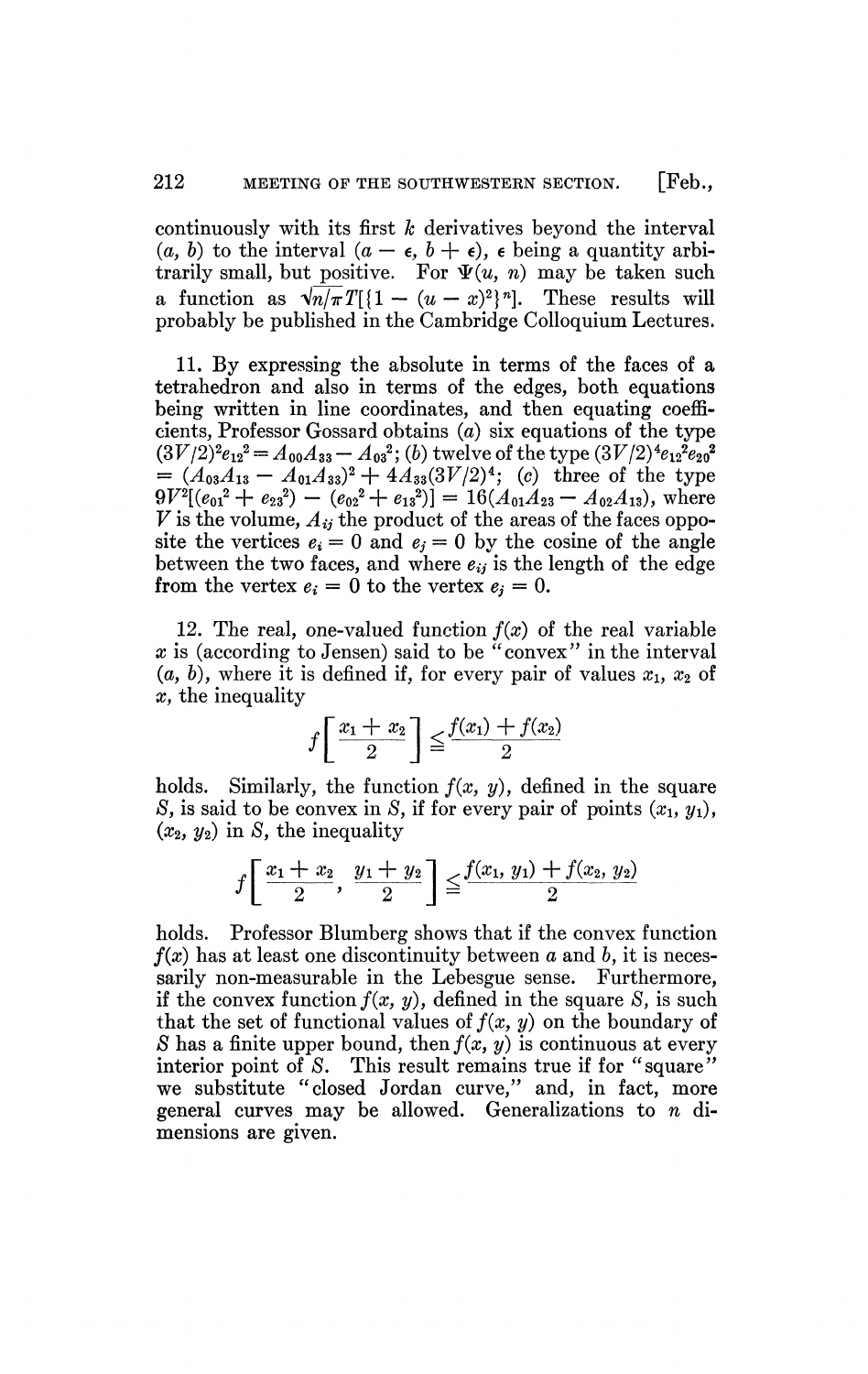continuously with its first $k$ derivatives beyond the interval $(a, b)$ to the interval $(a - \epsilon, b + \epsilon)$, $\epsilon$ being a quantity arbitrarily small, but positive. For $\Psi(u, n)$ may be taken such a function as $\sqrt{n/\pi}T[\{1 - (u - x)^2\}^n]$. These results will probably be published in the Cambridge Colloquium Lectures.

11. By expressing the absolute in terms of the faces of a tetrahedron and also in terms of the edges, both equations being written in line coordinates, and then equating coefficients, Professor Gossard obtains (*a*) six equations of the type $(3V/2)^2 e_{12}^2 = A_{00}A_{33} - A_{03}^2$; (*b*) twelve of the type $(3V/2)^4 e_{12}^2 e_{20}^2 = (A_{03}A_{13} - A_{01}A_{33})^2 + 4A_{33}(3V/2)^4$; (*c*) three of the type $9V^2[(e_{01}^2 + e_{23}^2) - (e_{02}^2 + e_{13}^2)] = 16(A_{01}A_{23} - A_{02}A_{13})$, where $V$ is the volume, $A_{ij}$ the product of the areas of the faces opposite the vertices $e_i = 0$ and $e_j = 0$ by the cosine of the angle between the two faces, and where $e_{ij}$ is the length of the edge from the vertex $e_i = 0$ to the vertex $e_j = 0$.

12. The real, one-valued function $f(x)$ of the real variable $x$ is (according to Jensen) said to be "convex" in the interval $(a, b)$, where it is defined if, for every pair of values $x_1$, $x_2$ of $x$, the inequality

$$f\left[\frac{x_1 + x_2}{2}\right] \leqq \frac{f(x_1) + f(x_2)}{2}$$

holds. Similarly, the function $f(x, y)$, defined in the square $S$, is said to be convex in $S$, if for every pair of points $(x_1, y_1)$, $(x_2, y_2)$ in $S$, the inequality

$$f\left[\frac{x_1 + x_2}{2}, \frac{y_1 + y_2}{2}\right] \leqq \frac{f(x_1, y_1) + f(x_2, y_2)}{2}$$

holds. Professor Blumberg shows that if the convex function $f(x)$ has at least one discontinuity between $a$ and $b$, it is necessarily non-measurable in the Lebesgue sense. Furthermore, if the convex function $f(x, y)$, defined in the square $S$, is such that the set of functional values of $f(x, y)$ on the boundary of $S$ has a finite upper bound, then $f(x, y)$ is continuous at every interior point of $S$. This result remains true if for "square" we substitute "closed Jordan curve," and, in fact, more general curves may be allowed. Generalizations to $n$ dimensions are given.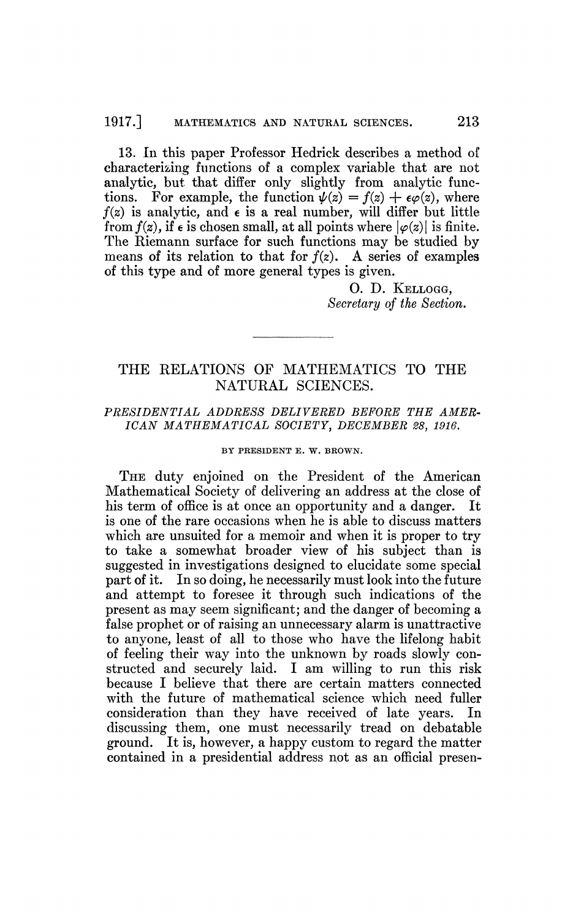13. In this paper Professor Hedrick describes a method of characterizing functions of a complex variable that are not analytic, but that differ only slightly from analytic functions. For example, the function $\psi(z) = f(z) + \epsilon\varphi(z)$, where $f(z)$ is analytic, and $\epsilon$ is a real number, will differ but little from $f(z)$, if $\epsilon$ is chosen small, at all points where $|\varphi(z)|$ is finite. The Riemann surface for such functions may be studied by means of its relation to that for $f(z)$. A series of examples of this type and of more general types is given.

O. D. KELLOGG,
*Secretary of the Section.*

---

# THE RELATIONS OF MATHEMATICS TO THE NATURAL SCIENCES.

*PRESIDENTIAL ADDRESS DELIVERED BEFORE THE AMERICAN MATHEMATICAL SOCIETY, DECEMBER 28, 1916.*

BY PRESIDENT E. W. BROWN.

THE duty enjoined on the President of the American Mathematical Society of delivering an address at the close of his term of office is at once an opportunity and a danger. It is one of the rare occasions when he is able to discuss matters which are unsuited for a memoir and when it is proper to try to take a somewhat broader view of his subject than is suggested in investigations designed to elucidate some special part of it. In so doing, he necessarily must look into the future and attempt to foresee it through such indications of the present as may seem significant; and the danger of becoming a false prophet or of raising an unnecessary alarm is unattractive to anyone, least of all to those who have the lifelong habit of feeling their way into the unknown by roads slowly constructed and securely laid. I am willing to run this risk because I believe that there are certain matters connected with the future of mathematical science which need fuller consideration than they have received of late years. In discussing them, one must necessarily tread on debatable ground. It is, however, a happy custom to regard the matter contained in a presidential address not as an official presen-